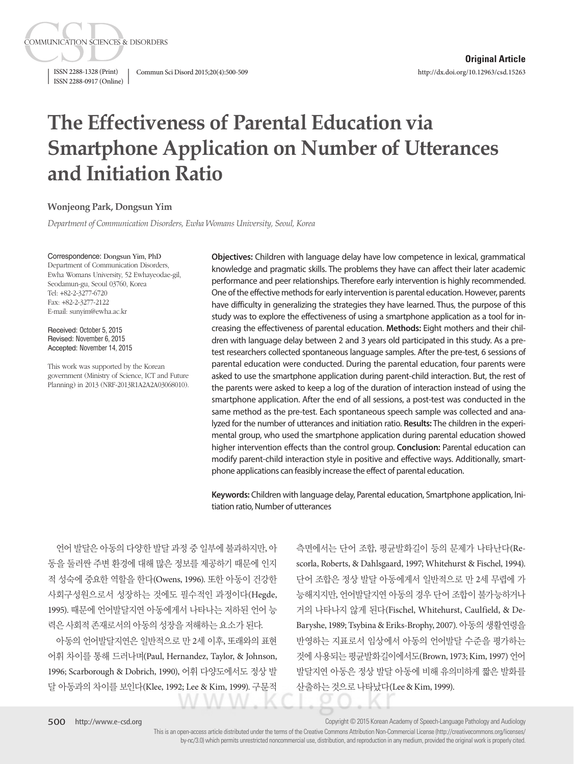Original Article

# The Effectiveness of Parental Education via Smartphone Application on Number of Utterances and Initiation Ratio

**Wonjeong Park, Dongsun Yim**

*Department of Communication Disorders, Ewha Womans University, Seoul, Korea*

Correspondence: Dongsun Yim, PhD
Department of Communication Disorders, Ewha Womans University, 52 Ewhayeodae-gil, Seodamun-gu, Seoul 03760, Korea
Tel: +82-2-3277-6720
Fax: +82-2-3277-2122
E-mail: sunyim@ewha.ac.kr

Received: October 5, 2015
Revised: November 6, 2015
Accepted: November 14, 2015

This work was supported by the Korean government (Ministry of Science, ICT and Future Planning) in 2013 (NRF-2013R1A2A2A03068010).

**Objectives:** Children with language delay have low competence in lexical, grammatical knowledge and pragmatic skills. The problems they have can affect their later academic performance and peer relationships. Therefore early intervention is highly recommended. One of the effective methods for early intervention is parental education. However, parents have difficulty in generalizing the strategies they have learned. Thus, the purpose of this study was to explore the effectiveness of using a smartphone application as a tool for increasing the effectiveness of parental education. **Methods:** Eight mothers and their children with language delay between 2 and 3 years old participated in this study. As a pretest researchers collected spontaneous language samples. After the pre-test, 6 sessions of parental education were conducted. During the parental education, four parents were asked to use the smartphone application during parent-child interaction. But, the rest of the parents were asked to keep a log of the duration of interaction instead of using the smartphone application. After the end of all sessions, a post-test was conducted in the same method as the pre-test. Each spontaneous speech sample was collected and analyzed for the number of utterances and initiation ratio. **Results:** The children in the experimental group, who used the smartphone application during parental education showed higher intervention effects than the control group. **Conclusion:** Parental education can modify parent-child interaction style in positive and effective ways. Additionally, smartphone applications can feasibly increase the effect of parental education.

**Keywords:** Children with language delay, Parental education, Smartphone application, Initiation ratio, Number of utterances

언어 발달은 아동의 다양한 발달 과정 중 일부에 불과하지만, 아동을 둘러싼 주변 환경에 대해 많은 정보를 제공하기 때문에 인지적 성숙에 중요한 역할을 한다(Owens, 1996). 또한 아동이 건강한 사회구성원으로서 성장하는 것에도 필수적인 과정이다(Hegde, 1995). 때문에 언어발달지연 아동에게서 나타나는 저하된 언어 능력은 사회적 존재로서의 아동의 성장을 저해하는 요소가 된다.

아동의 언어발달지연은 일반적으로 만 2세 이후, 또래와의 표현 어휘 차이를 통해 드러나며(Paul, Hernandez, Taylor, & Johnson, 1996; Scarborough & Dobrich, 1990), 어휘 다양도에서도 정상 발달 아동과의 차이를 보인다(Klee, 1992; Lee & Kim, 1999). 구문적 측면에서는 단어 조합, 평균발화길이 등의 문제가 나타난다(Rescorla, Roberts, & Dahlsgaard, 1997; Whitehurst & Fischel, 1994). 단어 조합은 정상 발달 아동에게서 일반적으로 만 2세 무렵에 가능해지지만, 언어발달지연 아동의 경우 단어 조합이 불가능하거나 거의 나타나지 않게 된다(Fischel, Whitehurst, Caulfield, & DeBaryshe, 1989; Tsybina & Eriks-Brophy, 2007). 아동의 생활연령을 반영하는 지표로서 임상에서 아동의 언어발달 수준을 평가하는 것에 사용되는 평균발화길이에서도(Brown, 1973; Kim, 1997) 언어발달지연 아동은 정상 발달 아동에 비해 유의미하게 짧은 발화를 산출하는 것으로 나타났다(Lee & Kim, 1999).

Copyright © 2015 Korean Academy of Speech-Language Pathology and Audiology

This is an open-access article distributed under the terms of the Creative Commons Attribution Non-Commercial License (http://creativecommons.org/licenses/by-nc/3.0) which permits unrestricted noncommercial use, distribution, and reproduction in any medium, provided the original work is properly cited.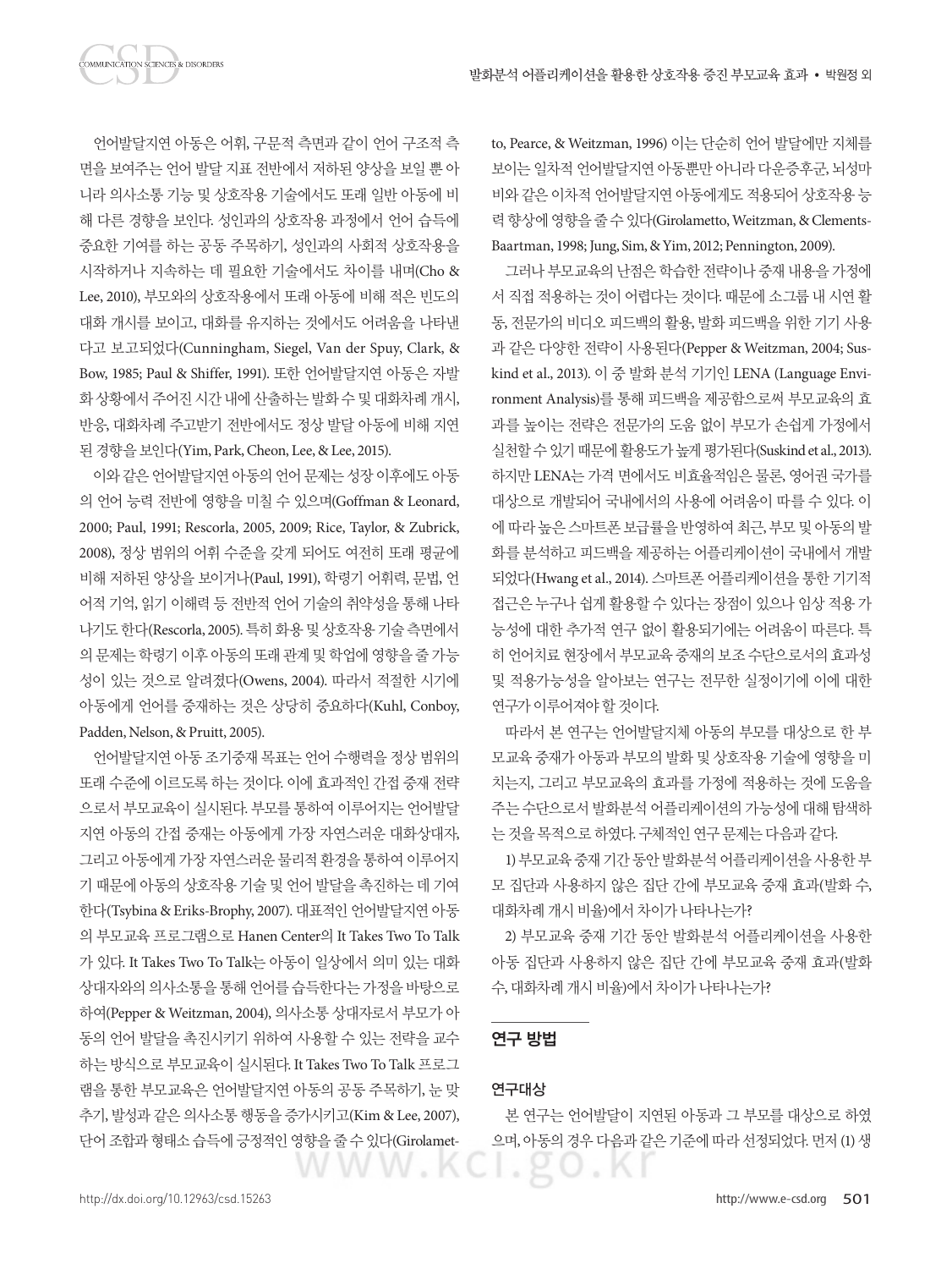언어발달지연 아동은 어휘, 구문적 측면과 같이 언어 구조적 측면을 보여주는 언어 발달 지표 전반에서 저하된 양상을 보일 뿐 아니라 의사소통 기능 및 상호작용 기술에서도 또래 일반 아동에 비해 다른 경향을 보인다. 성인과의 상호작용 과정에서 언어 습득에 중요한 기여를 하는 공동 주목하기, 성인과의 사회적 상호작용을 시작하거나 지속하는 데 필요한 기술에서도 차이를 내며(Cho & Lee, 2010), 부모와의 상호작용에서 또래 아동에 비해 적은 빈도의 대화 개시를 보이고, 대화를 유지하는 것에서도 어려움을 나타낸다고 보고되었다(Cunningham, Siegel, Van der Spuy, Clark, & Bow, 1985; Paul & Shiffer, 1991). 또한 언어발달지연 아동은 자발화 상황에서 주어진 시간 내에 산출하는 발화 수 및 대화차례 개시, 반응, 대화차례 주고받기 전반에서도 정상 발달 아동에 비해 지연된 경향을 보인다(Yim, Park, Cheon, Lee, & Lee, 2015).

이와 같은 언어발달지연 아동의 언어 문제는 성장 이후에도 아동의 언어 능력 전반에 영향을 미칠 수 있으며(Goffman & Leonard, 2000; Paul, 1991; Rescorla, 2005, 2009; Rice, Taylor, & Zubrick, 2008), 정상 범위의 어휘 수준을 갖게 되어도 여전히 또래 평균에 비해 저하된 양상을 보이거나(Paul, 1991), 학령기 어휘력, 문법, 언어적 기억, 읽기 이해력 등 전반적 언어 기술의 취약성을 통해 나타나기도 한다(Rescorla, 2005). 특히 화용 및 상호작용 기술 측면에서의 문제는 학령기 이후 아동의 또래 관계 및 학업에 영향을 줄 가능성이 있는 것으로 알려졌다(Owens, 2004). 따라서 적절한 시기에 아동에게 언어를 중재하는 것은 상당히 중요하다(Kuhl, Conboy, Padden, Nelson, & Pruitt, 2005).

언어발달지연 아동 조기중재 목표는 언어 수행력을 정상 범위의 또래 수준에 이르도록 하는 것이다. 이에 효과적인 간접 중재 전략으로서 부모교육이 실시된다. 부모를 통하여 이루어지는 언어발달지연 아동의 간접 중재는 아동에게 가장 자연스러운 대화상대자, 그리고 아동에게 가장 자연스러운 물리적 환경을 통하여 이루어지기 때문에 아동의 상호작용 기술 및 언어 발달을 촉진하는 데 기여한다(Tsybina & Eriks-Brophy, 2007). 대표적인 언어발달지연 아동의 부모교육 프로그램으로 Hanen Center의 It Takes Two To Talk가 있다. It Takes Two To Talk는 아동이 일상에서 의미 있는 대화상대자와의 의사소통을 통해 언어를 습득한다는 가정을 바탕으로 하여(Pepper & Weitzman, 2004), 의사소통 상대자로서 부모가 아동의 언어 발달을 촉진시키기 위하여 사용할 수 있는 전략을 교수하는 방식으로 부모교육이 실시된다. It Takes Two To Talk 프로그램을 통한 부모교육은 언어발달지연 아동의 공동 주목하기, 눈 맞추기, 발성과 같은 의사소통 행동을 증가시키고(Kim & Lee, 2007), 단어 조합과 형태소 습득에 긍정적인 영향을 줄 수 있다(Girolametto, Pearce, & Weitzman, 1996) 이는 단순히 언어 발달에만 지체를 보이는 일차적 언어발달지연 아동뿐만 아니라 다운증후군, 뇌성마비와 같은 이차적 언어발달지연 아동에게도 적용되어 상호작용 능력 향상에 영향을 줄 수 있다(Girolametto, Weitzman, & Clements-Baartman, 1998; Jung, Sim, & Yim, 2012; Pennington, 2009).

그러나 부모교육의 난점은 학습한 전략이나 중재 내용을 가정에서 직접 적용하는 것이 어렵다는 것이다. 때문에 소그룹 내 시연 활동, 전문가의 비디오 피드백의 활용, 발화 피드백을 위한 기기 사용과 같은 다양한 전략이 사용된다(Pepper & Weitzman, 2004; Suskind et al., 2013). 이 중 발화 분석 기기인 LENA (Language Environment Analysis)를 통해 피드백을 제공함으로써 부모교육의 효과를 높이는 전략은 전문가의 도움 없이 부모가 손쉽게 가정에서 실천할 수 있기 때문에 활용도가 높게 평가된다(Suskind et al., 2013). 하지만 LENA는 가격 면에서도 비효율적임은 물론, 영어권 국가를 대상으로 개발되어 국내에서의 사용에 어려움이 따를 수 있다. 이에 따라 높은 스마트폰 보급률을 반영하여 최근, 부모 및 아동의 발화를 분석하고 피드백을 제공하는 어플리케이션이 국내에서 개발되었다(Hwang et al., 2014). 스마트폰 어플리케이션을 통한 기기적 접근은 누구나 쉽게 활용할 수 있다는 장점이 있으나 임상 적용 가능성에 대한 추가적 연구 없이 활용되기에는 어려움이 따른다. 특히 언어치료 현장에서 부모교육 중재의 보조 수단으로서의 효과성 및 적용가능성을 알아보는 연구는 전무한 실정이기에 이에 대한 연구가 이루어져야 할 것이다.

따라서 본 연구는 언어발달지체 아동의 부모를 대상으로 한 부모교육 중재가 아동과 부모의 발화 및 상호작용 기술에 영향을 미치는지, 그리고 부모교육의 효과를 가정에 적용하는 것에 도움을 주는 수단으로서 발화분석 어플리케이션의 가능성에 대해 탐색하는 것을 목적으로 하였다. 구체적인 연구 문제는 다음과 같다.

1) 부모교육 중재 기간 동안 발화분석 어플리케이션을 사용한 부모 집단과 사용하지 않은 집단 간에 부모교육 중재 효과(발화 수, 대화차례 개시 비율)에서 차이가 나타나는가?

2) 부모교육 중재 기간 동안 발화분석 어플리케이션을 사용한 아동 집단과 사용하지 않은 집단 간에 부모교육 중재 효과(발화 수, 대화차례 개시 비율)에서 차이가 나타나는가?

## 연구 방법

### 연구대상

본 연구는 언어발달이 지연된 아동과 그 부모를 대상으로 하였으며, 아동의 경우 다음과 같은 기준에 따라 선정되었다. 먼저 (1) 생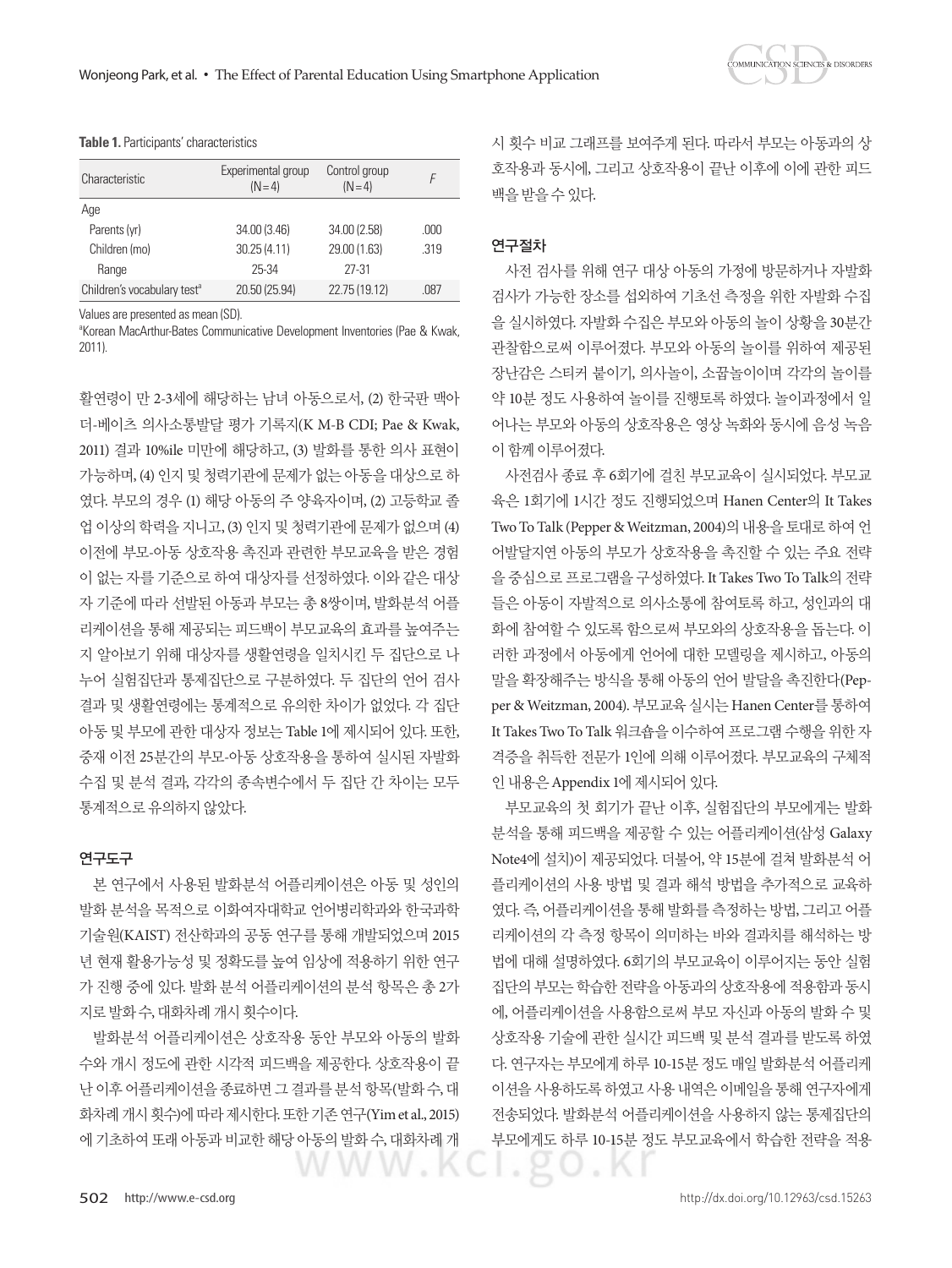**Table 1.** Participants' characteristics

| Characteristic | Experimental group (N=4) | Control group (N=4) | *F* |
|---|---|---|---|
| Age | | | |
| Parents (yr) | 34.00 (3.46) | 34.00 (2.58) | .000 |
| Children (mo) | 30.25 (4.11) | 29.00 (1.63) | .319 |
| Range | 25-34 | 27-31 | |
| Children's vocabulary test[a] | 20.50 (25.94) | 22.75 (19.12) | .087 |

Values are presented as mean (SD).
[a]Korean MacArthur-Bates Communicative Development Inventories (Pae & Kwak, 2011).

활연령이 만 2-3세에 해당하는 남녀 아동으로서, (2) 한국판 맥아더-베이츠 의사소통발달 평가 기록지(K M-B CDI; Pae & Kwak, 2011) 결과 10%ile 미만에 해당하고, (3) 발화를 통한 의사 표현이 가능하며, (4) 인지 및 청력기관에 문제가 없는 아동을 대상으로 하였다. 부모의 경우 (1) 해당 아동의 주 양육자이며, (2) 고등학교 졸업 이상의 학력을 지니고, (3) 인지 및 청력기관에 문제가 없으며 (4) 이전에 부모-아동 상호작용 촉진과 관련한 부모교육을 받은 경험이 없는 자를 기준으로 하여 대상자를 선정하였다. 이와 같은 대상자 기준에 따라 선발된 아동과 부모는 총 8쌍이며, 발화분석 어플리케이션을 통해 제공되는 피드백이 부모교육의 효과를 높여주는지 알아보기 위해 대상자를 생활연령을 일치시킨 두 집단으로 나누어 실험집단과 통제집단으로 구분하였다. 두 집단의 언어 검사 결과 및 생활연령에는 통계적으로 유의한 차이가 없었다. 각 집단 아동 및 부모에 관한 대상자 정보는 Table 1에 제시되어 있다. 또한, 중재 이전 25분간의 부모-아동 상호작용을 통하여 실시된 자발화 수집 및 분석 결과, 각각의 종속변수에서 두 집단 간 차이는 모두 통계적으로 유의하지 않았다.

### 연구도구

본 연구에서 사용된 발화분석 어플리케이션은 아동 및 성인의 발화 분석을 목적으로 이화여자대학교 언어병리학과와 한국과학기술원(KAIST) 전산학과의 공동 연구를 통해 개발되었으며 2015년 현재 활용가능성 및 정확도를 높여 임상에 적용하기 위한 연구가 진행 중에 있다. 발화 분석 어플리케이션의 분석 항목은 총 2가지로 발화 수, 대화차례 개시 횟수이다.

발화분석 어플리케이션은 상호작용 동안 부모와 아동의 발화 수와 개시 정도에 관한 시각적 피드백을 제공한다. 상호작용이 끝난 이후 어플리케이션을 종료하면 그 결과를 분석 항목(발화 수, 대화차례 개시 횟수)에 따라 제시한다. 또한 기존 연구(Yim et al., 2015)에 기초하여 또래 아동과 비교한 해당 아동의 발화 수, 대화차례 개시 횟수 비교 그래프를 보여주게 된다. 따라서 부모는 아동과의 상호작용과 동시에, 그리고 상호작용이 끝난 이후에 이에 관한 피드백을 받을 수 있다.

### 연구절차

사전 검사를 위해 연구 대상 아동의 가정에 방문하거나 자발화 검사가 가능한 장소를 섭외하여 기초선 측정을 위한 자발화 수집을 실시하였다. 자발화 수집은 부모와 아동의 놀이 상황을 30분간 관찰함으로써 이루어졌다. 부모와 아동의 놀이를 위하여 제공된 장난감은 스티커 붙이기, 의사놀이, 소꿉놀이이며 각각의 놀이를 약 10분 정도 사용하여 놀이를 진행토록 하였다. 놀이과정에서 일어나는 부모와 아동의 상호작용은 영상 녹화와 동시에 음성 녹음이 함께 이루어졌다.

사전검사 종료 후 6회기에 걸친 부모교육이 실시되었다. 부모교육은 1회기에 1시간 정도 진행되었으며 Hanen Center의 It Takes Two To Talk (Pepper & Weitzman, 2004)의 내용을 토대로 하여 언어발달지연 아동의 부모가 상호작용을 촉진할 수 있는 주요 전략을 중심으로 프로그램을 구성하였다. It Takes Two To Talk의 전략들은 아동이 자발적으로 의사소통에 참여토록 하고, 성인과의 대화에 참여할 수 있도록 함으로써 부모와의 상호작용을 돕는다. 이러한 과정에서 아동에게 언어에 대한 모델링을 제시하고, 아동의 말을 확장해주는 방식을 통해 아동의 언어 발달을 촉진한다(Pepper & Weitzman, 2004). 부모교육 실시는 Hanen Center를 통하여 It Takes Two To Talk 워크숍을 이수하여 프로그램 수행을 위한 자격증을 취득한 전문가 1인에 의해 이루어졌다. 부모교육의 구체적인 내용은 Appendix 1에 제시되어 있다.

부모교육의 첫 회기가 끝난 이후, 실험집단의 부모에게는 발화분석을 통해 피드백을 제공할 수 있는 어플리케이션(삼성 Galaxy Note4에 설치)이 제공되었다. 더불어, 약 15분에 걸쳐 발화분석 어플리케이션의 사용 방법 및 결과 해석 방법을 추가적으로 교육하였다. 즉, 어플리케이션을 통해 발화를 측정하는 방법, 그리고 어플리케이션의 각 측정 항목이 의미하는 바와 결과치를 해석하는 방법에 대해 설명하였다. 6회기의 부모교육이 이루어지는 동안 실험집단의 부모는 학습한 전략을 아동과의 상호작용에 적용함과 동시에, 어플리케이션을 사용함으로써 부모 자신과 아동의 발화 수 및 상호작용 기술에 관한 실시간 피드백 및 분석 결과를 받도록 하였다. 연구자는 부모에게 하루 10-15분 정도 매일 발화분석 어플리케이션을 사용하도록 하였고 사용 내역은 이메일을 통해 연구자에게 전송되었다. 발화분석 어플리케이션을 사용하지 않는 통제집단의 부모에게도 하루 10-15분 정도 부모교육에서 학습한 전략을 적용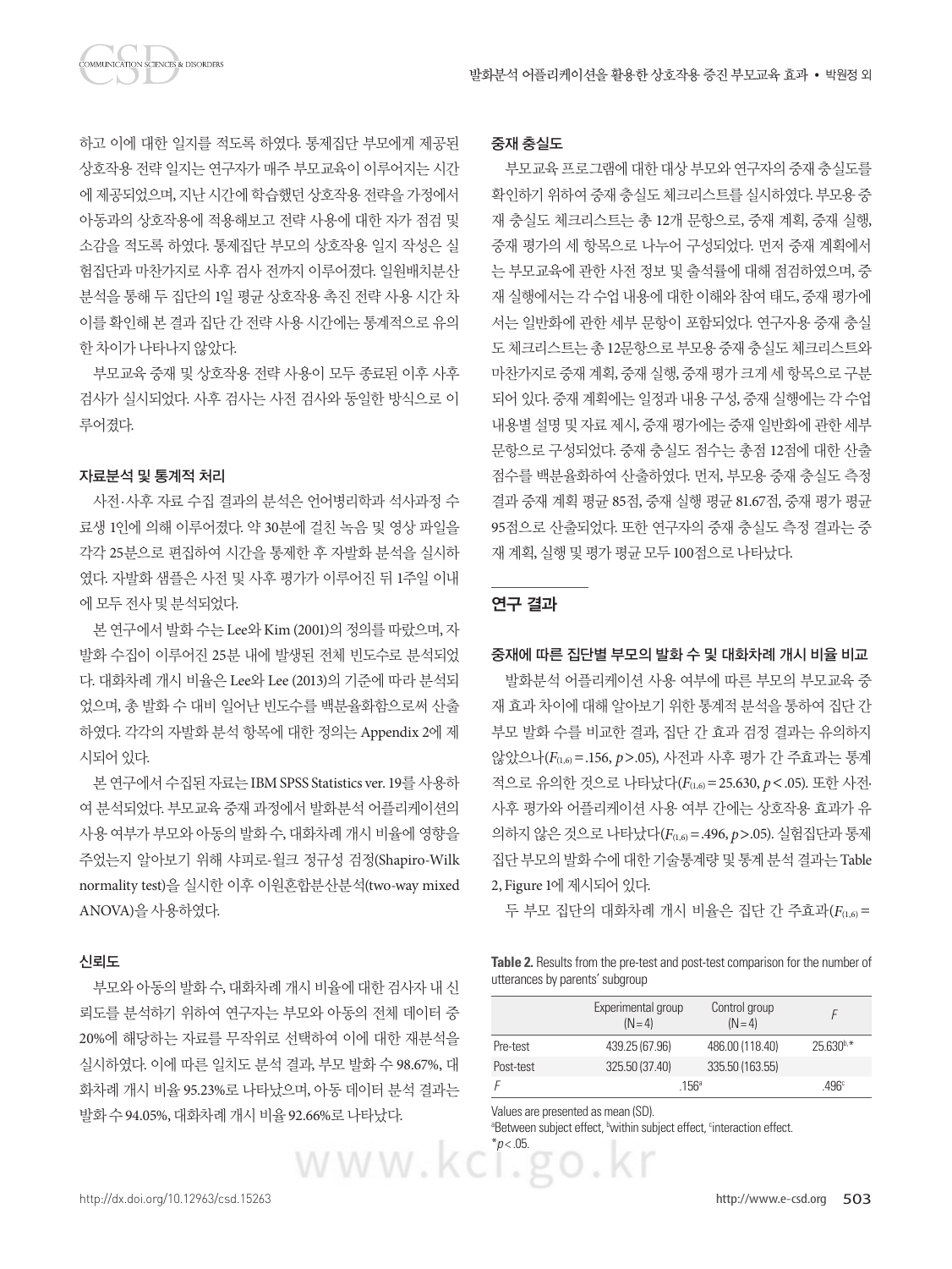하고 이에 대한 일지를 적도록 하였다. 통제집단 부모에게 제공된 상호작용 전략 일지는 연구자가 매주 부모교육이 이루어지는 시간에 제공되었으며, 지난 시간에 학습했던 상호작용 전략을 가정에서 아동과의 상호작용에 적용해보고 전략 사용에 대한 자가 점검 및 소감을 적도록 하였다. 통제집단 부모의 상호작용 일지 작성은 실험집단과 마찬가지로 사후 검사 전까지 이루어졌다. 일원배치분산분석을 통해 두 집단의 1일 평균 상호작용 촉진 전략 사용 시간 차이를 확인해 본 결과 집단 간 전략 사용 시간에는 통계적으로 유의한 차이가 나타나지 않았다.

부모교육 중재 및 상호작용 전략 사용이 모두 종료된 이후 사후 검사가 실시되었다. 사후 검사는 사전 검사와 동일한 방식으로 이루어졌다.

### 자료분석 및 통계적 처리

사전·사후 자료 수집 결과의 분석은 언어병리학과 석사과정 수료생 1인에 의해 이루어졌다. 약 30분에 걸친 녹음 및 영상 파일을 각각 25분으로 편집하여 시간을 통제한 후 자발화 분석을 실시하였다. 자발화 샘플은 사전 및 사후 평가가 이루어진 뒤 1주일 이내에 모두 전사 및 분석되었다.

본 연구에서 발화 수는 Lee와 Kim (2001)의 정의를 따랐으며, 자발화 수집이 이루어진 25분 내에 발생된 전체 빈도수로 분석되었다. 대화차례 개시 비율은 Lee와 Lee (2013)의 기준에 따라 분석되었으며, 총 발화 수 대비 일어난 빈도수를 백분율화함으로써 산출하였다. 각각의 자발화 분석 항목에 대한 정의는 Appendix 2에 제시되어 있다.

본 연구에서 수집된 자료는 IBM SPSS Statistics ver. 19를 사용하여 분석되었다. 부모교육 중재 과정에서 발화분석 어플리케이션의 사용 여부가 부모와 아동의 발화 수, 대화차례 개시 비율에 영향을 주었는지 알아보기 위해 샤피로-윌크 정규성 검정(Shapiro-Wilk normality test)을 실시한 이후 이원혼합분산분석(two-way mixed ANOVA)을 사용하였다.

### 신뢰도

부모와 아동의 발화 수, 대화차례 개시 비율에 대한 검사자 내 신뢰도를 분석하기 위하여 연구자는 부모와 아동의 전체 데이터 중 20%에 해당하는 자료를 무작위로 선택하여 이에 대한 재분석을 실시하였다. 이에 따른 일치도 분석 결과, 부모 발화 수 98.67%, 대화차례 개시 비율 95.23%로 나타났으며, 아동 데이터 분석 결과는 발화 수 94.05%, 대화차례 개시 비율 92.66%로 나타났다.

### 중재 충실도

부모교육 프로그램에 대한 대상 부모와 연구자의 중재 충실도를 확인하기 위하여 중재 충실도 체크리스트를 실시하였다. 부모용 중재 충실도 체크리스트는 총 12개 문항으로, 중재 계획, 중재 실행, 중재 평가의 세 항목으로 나누어 구성되었다. 먼저 중재 계획에서는 부모교육에 관한 사전 정보 및 출석률에 대해 점검하였으며, 중재 실행에서는 각 수업 내용에 대한 이해와 참여 태도, 중재 평가에서는 일반화에 관한 세부 문항이 포함되었다. 연구자용 중재 충실도 체크리스트는 총 12문항으로 부모용 중재 충실도 체크리스트와 마찬가지로 중재 계획, 중재 실행, 중재 평가 크게 세 항목으로 구분되어 있다. 중재 계획에는 일정과 내용 구성, 중재 실행에는 각 수업 내용별 설명 및 자료 제시, 중재 평가에는 중재 일반화에 관한 세부 문항으로 구성되었다. 중재 충실도 점수는 총점 12점에 대한 산출 점수를 백분율화하여 산출하였다. 먼저, 부모용 중재 충실도 측정 결과 중재 계획 평균 85점, 중재 실행 평균 81.67점, 중재 평가 평균 95점으로 산출되었다. 또한 연구자의 중재 충실도 측정 결과는 중재 계획, 실행 및 평가 평균 모두 100점으로 나타났다.

## 연구 결과

### 중재에 따른 집단별 부모의 발화 수 및 대화차례 개시 비율 비교

발화분석 어플리케이션 사용 여부에 따른 부모의 부모교육 중재 효과 차이에 대해 알아보기 위한 통계적 분석을 통하여 집단 간 부모 발화 수를 비교한 결과, 집단 간 효과 검정 결과는 유의하지 않았으나($F_{(1,6)}=.156$, $p>.05$), 사전과 사후 평가 간 주효과는 통계적으로 유의한 것으로 나타났다($F_{(1,6)}=25.630$, $p<.05$). 또한 사전·사후 평가와 어플리케이션 사용 여부 간에는 상호작용 효과가 유의하지 않은 것으로 나타났다($F_{(1,6)}=.496$, $p>.05$). 실험집단과 통제집단 부모의 발화 수에 대한 기술통계량 및 통계 분석 결과는 Table 2, Figure 1에 제시되어 있다.

두 부모 집단의 대화차례 개시 비율은 집단 간 주효과($F_{(1,6)}=$

**Table 2.** Results from the pre-test and post-test comparison for the number of utterances by parents' subgroup

| | Experimental group (N=4) | Control group (N=4) | F |
|---|---|---|---|
| Pre-test | 439.25 (67.96) | 486.00 (118.40) | 25.630[b],* |
| Post-test | 325.50 (37.40) | 335.50 (163.55) | |
| F | .156[a] | | .496[c] |

Values are presented as mean (SD).
[a]Between subject effect, [b]within subject effect, [c]interaction effect.
*$p<.05$.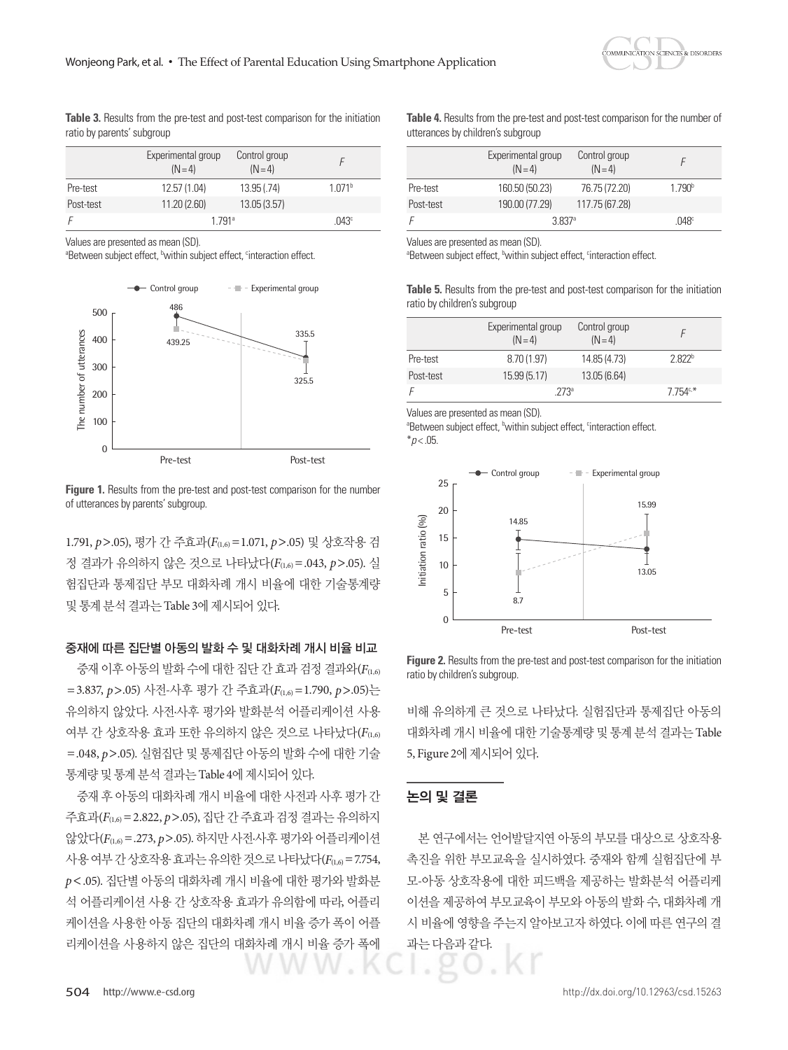**Table 3.** Results from the pre-test and post-test comparison for the initiation ratio by parents' subgroup

| | Experimental group (N=4) | Control group (N=4) | $F$ |
|---|---|---|---|
| Pre-test | 12.57 (1.04) | 13.95 (.74) | 1.071[b] |
| Post-test | 11.20 (2.60) | 13.05 (3.57) | |
| $F$ | 1.791[a] | | .043[c] |

Values are presented as mean (SD).
[a]Between subject effect, [b]within subject effect, [c]interaction effect.

**Figure 1.** Results from the pre-test and post-test comparison for the number of utterances by parents' subgroup.

1.791, $p$>.05), 평가 간 주효과($F_{(1,6)}$=1.071, $p$>.05) 및 상호작용 검정 결과가 유의하지 않은 것으로 나타났다($F_{(1,6)}$=.043, $p$>.05). 실험집단과 통제집단 부모 대화차례 개시 비율에 대한 기술통계량 및 통계 분석 결과는 Table 3에 제시되어 있다.

### 중재에 따른 집단별 아동의 발화 수 및 대화차례 개시 비율 비교

중재 이후 아동의 발화 수에 대한 집단 간 효과 검정 결과와($F_{(1,6)}$=3.837, $p$>.05) 사전-사후 평가 간 주효과($F_{(1,6)}$=1.790, $p$>.05)는 유의하지 않았다. 사전-사후 평가와 발화분석 어플리케이션 사용 여부 간 상호작용 효과 또한 유의하지 않은 것으로 나타났다($F_{(1,6)}$=.048, $p$>.05). 실험집단 및 통제집단 아동의 발화 수에 대한 기술통계량 및 통계 분석 결과는 Table 4에 제시되어 있다.

중재 후 아동의 대화차례 개시 비율에 대한 사전과 사후 평가 간 주효과($F_{(1,6)}$=2.822, $p$>.05), 집단 간 주효과 검정 결과는 유의하지 않았다($F_{(1,6)}$=.273, $p$>.05). 하지만 사전-사후 평가와 어플리케이션 사용 여부 간 상호작용 효과는 유의한 것으로 나타났다($F_{(1,6)}$=7.754, $p$<.05). 집단별 아동의 대화차례 개시 비율에 대한 평가와 발화분석 어플리케이션 사용 간 상호작용 효과가 유의함에 따라, 어플리케이션을 사용한 아동 집단의 대화차례 개시 비율 증가 폭이 어플리케이션을 사용하지 않은 집단의 대화차례 개시 비율 증가 폭에 비해 유의하게 큰 것으로 나타났다. 실험집단과 통제집단 아동의 대화차례 개시 비율에 대한 기술통계량 및 통계 분석 결과는 Table 5, Figure 2에 제시되어 있다.

**Table 4.** Results from the pre-test and post-test comparison for the number of utterances by children's subgroup

| | Experimental group (N=4) | Control group (N=4) | $F$ |
|---|---|---|---|
| Pre-test | 160.50 (50.23) | 76.75 (72.20) | 1.790[b] |
| Post-test | 190.00 (77.29) | 117.75 (67.28) | |
| $F$ | 3.837[a] | | .048[c] |

Values are presented as mean (SD).
[a]Between subject effect, [b]within subject effect, [c]interaction effect.

**Table 5.** Results from the pre-test and post-test comparison for the initiation ratio by children's subgroup

| | Experimental group (N=4) | Control group (N=4) | $F$ |
|---|---|---|---|
| Pre-test | 8.70 (1.97) | 14.85 (4.73) | 2.822[b] |
| Post-test | 15.99 (5.17) | 13.05 (6.64) | |
| $F$ | .273[a] | | 7.754[c,]* |

Values are presented as mean (SD).
[a]Between subject effect, [b]within subject effect, [c]interaction effect.
*$p$<.05.

**Figure 2.** Results from the pre-test and post-test comparison for the initiation ratio by children's subgroup.

## 논의 및 결론

본 연구에서는 언어발달지연 아동의 부모를 대상으로 상호작용 촉진을 위한 부모교육을 실시하였다. 중재와 함께 실험집단에 부모-아동 상호작용에 대한 피드백을 제공하는 발화분석 어플리케이션을 제공하여 부모교육이 부모와 아동의 발화 수, 대화차례 개시 비율에 영향을 주는지 알아보고자 하였다. 이에 따른 연구의 결과는 다음과 같다.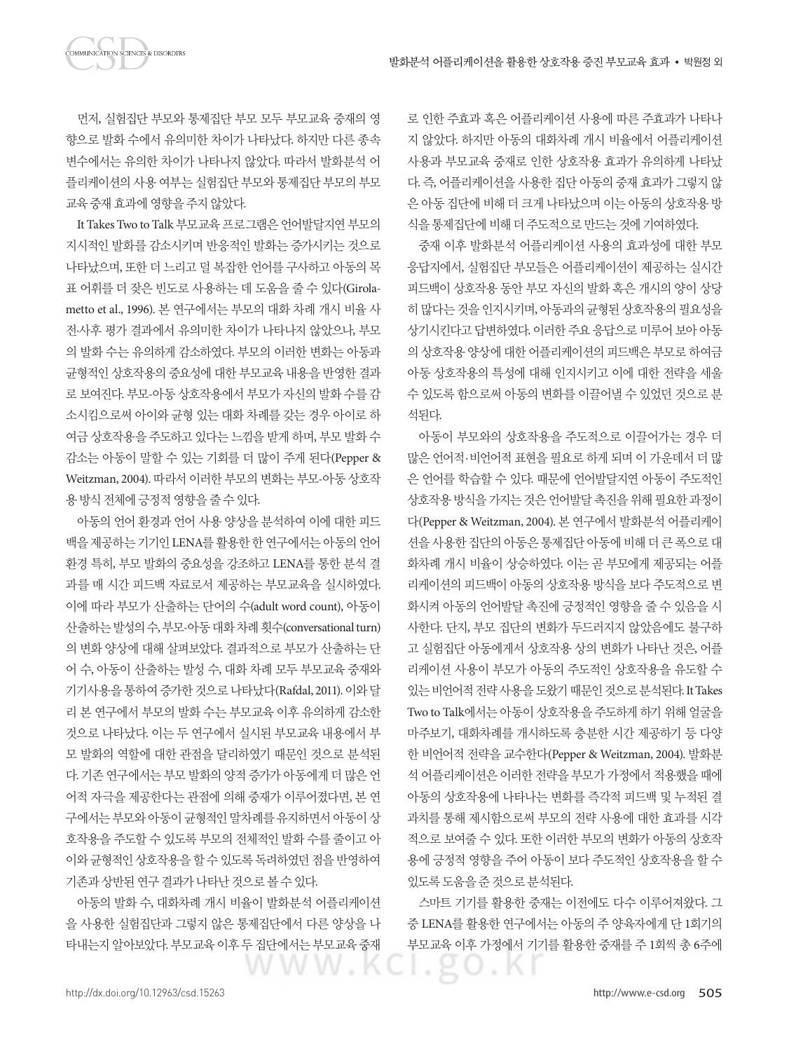먼저, 실험집단 부모와 통제집단 부모 모두 부모교육 중재의 영향으로 발화 수에서 유의미한 차이가 나타났다. 하지만 다른 종속변수에서는 유의한 차이가 나타나지 않았다. 따라서 발화분석 어플리케이션의 사용 여부는 실험집단 부모와 통제집단 부모의 부모교육 중재 효과에 영향을 주지 않았다.

It Takes Two to Talk 부모교육 프로그램은 언어발달지연 부모의 지시적인 발화를 감소시키며 반응적인 발화는 증가시키는 것으로 나타났으며, 또한 더 느리고 덜 복잡한 언어를 구사하고 아동의 목표 어휘를 더 잦은 빈도로 사용하는 데 도움을 줄 수 있다(Girolametto et al., 1996). 본 연구에서는 부모의 대화 차례 개시 비율 사전-사후 평가 결과에서 유의미한 차이가 나타나지 않았으나, 부모의 발화 수는 유의하게 감소하였다. 부모의 이러한 변화는 아동과 균형적인 상호작용의 중요성에 대한 부모교육 내용을 반영한 결과로 보여진다. 부모-아동 상호작용에서 부모가 자신의 발화 수를 감소시킴으로써 아이와 균형 있는 대화 차례를 갖는 경우 아이로 하여금 상호작용을 주도하고 있다는 느낌을 받게 하며, 부모 발화 수 감소는 아동이 말할 수 있는 기회를 더 많이 주게 된다(Pepper & Weitzman, 2004). 따라서 이러한 부모의 변화는 부모-아동 상호작용 방식 전체에 긍정적 영향을 줄 수 있다.

아동의 언어 환경과 언어 사용 양상을 분석하여 이에 대한 피드백을 제공하는 기기인 LENA를 활용한 한 연구에서는 아동의 언어 환경 특히, 부모 발화의 중요성을 강조하고 LENA를 통한 분석 결과를 매 시간 피드백 자료로서 제공하는 부모교육을 실시하였다. 이에 따라 부모가 산출하는 단어의 수(adult word count), 아동이 산출하는 발성의 수, 부모-아동 대화 차례 횟수(conversational turn)의 변화 양상에 대해 살펴보았다. 결과적으로 부모가 산출하는 단어 수, 아동이 산출하는 발성 수, 대화 차례 모두 부모교육 중재와 기기사용을 통하여 증가한 것으로 나타났다(Rafdal, 2011). 이와 달리 본 연구에서 부모의 발화 수는 부모교육 이후 유의하게 감소한 것으로 나타났다. 이는 두 연구에서 실시된 부모교육 내용에서 부모 발화의 역할에 대한 관점을 달리하였기 때문인 것으로 분석된다. 기존 연구에서는 부모 발화의 양적 증가가 아동에게 더 많은 언어적 자극을 제공한다는 관점에 의해 중재가 이루어졌다면, 본 연구에서는 부모와 아동이 균형적인 말차례를 유지하면서 아동이 상호작용을 주도할 수 있도록 부모의 전체적인 발화 수를 줄이고 아이와 균형적인 상호작용을 할 수 있도록 독려하였던 점을 반영하여 기존과 상반된 연구 결과가 나타난 것으로 볼 수 있다.

아동의 발화 수, 대화차례 개시 비율이 발화분석 어플리케이션을 사용한 실험집단과 그렇지 않은 통제집단에서 다른 양상을 나타내는지 알아보았다. 부모교육 이후 두 집단에서는 부모교육 중재로 인한 주효과 혹은 어플리케이션 사용에 따른 주효과가 나타나지 않았다. 하지만 아동의 대화차례 개시 비율에서 어플리케이션 사용과 부모교육 중재로 인한 상호작용 효과가 유의하게 나타났다. 즉, 어플리케이션을 사용한 집단 아동의 중재 효과가 그렇지 않은 아동 집단에 비해 더 크게 나타났으며 이는 아동의 상호작용 방식을 통제집단에 비해 더 주도적으로 만드는 것에 기여하였다.

중재 이후 발화분석 어플리케이션 사용의 효과성에 대한 부모 응답지에서, 실험집단 부모들은 어플리케이션이 제공하는 실시간 피드백이 상호작용 동안 부모 자신의 발화 혹은 개시의 양이 상당히 많다는 것을 인지시키며, 아동과의 균형된 상호작용의 필요성을 상기시킨다고 답변하였다. 이러한 주요 응답으로 미루어 보아 아동의 상호작용 양상에 대한 어플리케이션의 피드백은 부모로 하여금 아동 상호작용의 특성에 대해 인지시키고 이에 대한 전략을 세울 수 있도록 함으로써 아동의 변화를 이끌어낼 수 있었던 것으로 분석된다.

아동이 부모와의 상호작용을 주도적으로 이끌어가는 경우 더 많은 언어적·비언어적 표현을 필요로 하게 되며 이 가운데서 더 많은 언어를 학습할 수 있다. 때문에 언어발달지연 아동이 주도적인 상호작용 방식을 가지는 것은 언어발달 촉진을 위해 필요한 과정이다(Pepper & Weitzman, 2004). 본 연구에서 발화분석 어플리케이션을 사용한 집단의 아동은 통제집단 아동에 비해 더 큰 폭으로 대화차례 개시 비율이 상승하였다. 이는 곧 부모에게 제공되는 어플리케이션의 피드백이 아동의 상호작용 방식을 보다 주도적으로 변화시켜 아동의 언어발달 촉진에 긍정적인 영향을 줄 수 있음을 시사한다. 단지, 부모 집단의 변화가 두드러지지 않았음에도 불구하고 실험집단 아동에게서 상호작용 상의 변화가 나타난 것은, 어플리케이션 사용이 부모가 아동의 주도적인 상호작용을 유도할 수 있는 비언어적 전략 사용을 도왔기 때문인 것으로 분석된다. It Takes Two to Talk에서는 아동이 상호작용을 주도하게 하기 위해 얼굴을 마주보기, 대화차례를 개시하도록 충분한 시간 제공하기 등 다양한 비언어적 전략을 교수한다(Pepper & Weitzman, 2004). 발화분석 어플리케이션은 이러한 전략을 부모가 가정에서 적용했을 때에 아동의 상호작용에 나타나는 변화를 즉각적 피드백 및 누적된 결과치를 통해 제시함으로써 부모의 전략 사용에 대한 효과를 시각적으로 보여줄 수 있다. 또한 이러한 부모의 변화가 아동의 상호작용에 긍정적 영향을 주어 아동이 보다 주도적인 상호작용을 할 수 있도록 도움을 준 것으로 분석된다.

스마트 기기를 활용한 중재는 이전에도 다수 이루어져왔다. 그 중 LENA를 활용한 연구에서는 아동의 주 양육자에게 단 1회기의 부모교육 이후 가정에서 기기를 활용한 중재를 주 1회씩 총 6주에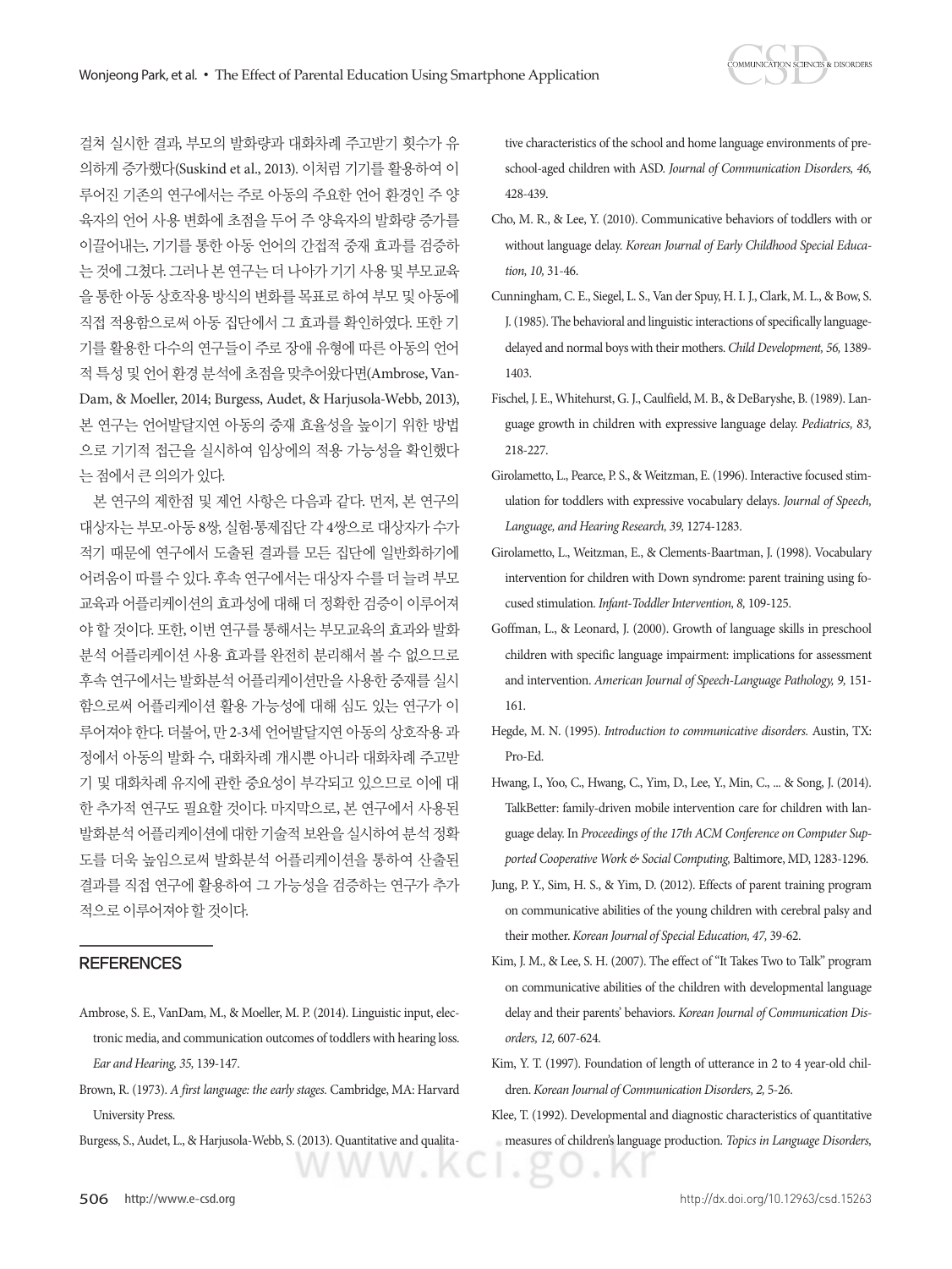걸쳐 실시한 결과, 부모의 발화량과 대화차례 주고받기 횟수가 유의하게 증가했다(Suskind et al., 2013). 이처럼 기기를 활용하여 이루어진 기존의 연구에서는 주로 아동의 주요한 언어 환경인 주 양육자의 언어 사용 변화에 초점을 두어 주 양육자의 발화량 증가를 이끌어내는, 기기를 통한 아동 언어의 간접적 중재 효과를 검증하는 것에 그쳤다. 그러나 본 연구는 더 나아가 기기 사용 및 부모교육을 통한 아동 상호작용 방식의 변화를 목표로 하여 부모 및 아동에 직접 적용함으로써 아동 집단에서 그 효과를 확인하였다. 또한 기기를 활용한 다수의 연구들이 주로 장애 유형에 따른 아동의 언어적 특성 및 언어 환경 분석에 초점을 맞추어왔다면(Ambrose, VanDam, & Moeller, 2014; Burgess, Audet, & Harjusola-Webb, 2013), 본 연구는 언어발달지연 아동의 중재 효율성을 높이기 위한 방법으로 기기적 접근을 실시하여 임상에의 적용 가능성을 확인했다는 점에서 큰 의의가 있다.

본 연구의 제한점 및 제언 사항은 다음과 같다. 먼저, 본 연구의 대상자는 부모-아동 8쌍, 실험·통제집단 각 4쌍으로 대상자가 수가 적기 때문에 연구에서 도출된 결과를 모든 집단에 일반화하기에 어려움이 따를 수 있다. 후속 연구에서는 대상자 수를 더 늘려 부모교육과 어플리케이션의 효과성에 대해 더 정확한 검증이 이루어져야 할 것이다. 또한, 이번 연구를 통해서는 부모교육의 효과와 발화분석 어플리케이션 사용 효과를 완전히 분리해서 볼 수 없으므로 후속 연구에서는 발화분석 어플리케이션만을 사용한 중재를 실시함으로써 어플리케이션 활용 가능성에 대해 심도 있는 연구가 이루어져야 한다. 더불어, 만 2-3세 언어발달지연 아동의 상호작용 과정에서 아동의 발화 수, 대화차례 개시뿐 아니라 대화차례 주고받기 및 대화차례 유지에 관한 중요성이 부각되고 있으므로 이에 대한 추가적 연구도 필요할 것이다. 마지막으로, 본 연구에서 사용된 발화분석 어플리케이션에 대한 기술적 보완을 실시하여 분석 정확도를 더욱 높임으로써 발화분석 어플리케이션을 통하여 산출된 결과를 직접 연구에 활용하여 그 가능성을 검증하는 연구가 추가적으로 이루어져야 할 것이다.

## REFERENCES

Ambrose, S. E., VanDam, M., & Moeller, M. P. (2014). Linguistic input, electronic media, and communication outcomes of toddlers with hearing loss. *Ear and Hearing, 35,* 139-147.

Brown, R. (1973). *A first language: the early stages.* Cambridge, MA: Harvard University Press.

Burgess, S., Audet, L., & Harjusola-Webb, S. (2013). Quantitative and qualitative characteristics of the school and home language environments of preschool-aged children with ASD. *Journal of Communication Disorders, 46,* 428-439.

Cho, M. R., & Lee, Y. (2010). Communicative behaviors of toddlers with or without language delay. *Korean Journal of Early Childhood Special Education, 10,* 31-46.

Cunningham, C. E., Siegel, L. S., Van der Spuy, H. I. J., Clark, M. L., & Bow, S. J. (1985). The behavioral and linguistic interactions of specifically language-delayed and normal boys with their mothers. *Child Development, 56,* 1389-1403.

Fischel, J. E., Whitehurst, G. J., Caulfield, M. B., & DeBaryshe, B. (1989). Language growth in children with expressive language delay. *Pediatrics, 83,* 218-227.

Girolametto, L., Pearce, P. S., & Weitzman, E. (1996). Interactive focused stimulation for toddlers with expressive vocabulary delays. *Journal of Speech, Language, and Hearing Research, 39,* 1274-1283.

Girolametto, L., Weitzman, E., & Clements-Baartman, J. (1998). Vocabulary intervention for children with Down syndrome: parent training using focused stimulation. *Infant-Toddler Intervention, 8,* 109-125.

Goffman, L., & Leonard, J. (2000). Growth of language skills in preschool children with specific language impairment: implications for assessment and intervention. *American Journal of Speech-Language Pathology, 9,* 151-161.

Hegde, M. N. (1995). *Introduction to communicative disorders.* Austin, TX: Pro-Ed.

Hwang, I., Yoo, C., Hwang, C., Yim, D., Lee, Y., Min, C., ... & Song, J. (2014). TalkBetter: family-driven mobile intervention care for children with language delay. In *Proceedings of the 17th ACM Conference on Computer Supported Cooperative Work & Social Computing,* Baltimore, MD, 1283-1296.

Jung, P. Y., Sim, H. S., & Yim, D. (2012). Effects of parent training program on communicative abilities of the young children with cerebral palsy and their mother. *Korean Journal of Special Education, 47,* 39-62.

Kim, J. M., & Lee, S. H. (2007). The effect of "It Takes Two to Talk" program on communicative abilities of the children with developmental language delay and their parents' behaviors. *Korean Journal of Communication Disorders, 12,* 607-624.

Kim, Y. T. (1997). Foundation of length of utterance in 2 to 4 year-old children. *Korean Journal of Communication Disorders, 2,* 5-26.

Klee, T. (1992). Developmental and diagnostic characteristics of quantitative measures of children's language production. *Topics in Language Disorders,*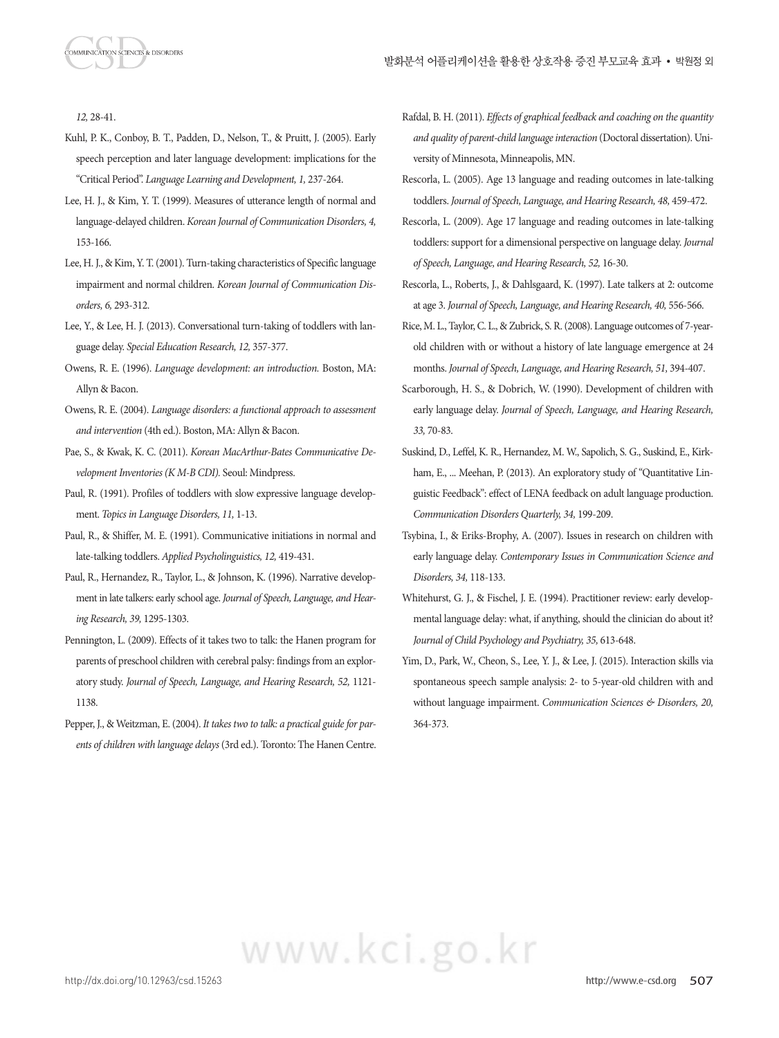*12,* 28-41.

Kuhl, P. K., Conboy, B. T., Padden, D., Nelson, T., & Pruitt, J. (2005). Early speech perception and later language development: implications for the "Critical Period". *Language Learning and Development, 1,* 237-264.

Lee, H. J., & Kim, Y. T. (1999). Measures of utterance length of normal and language-delayed children. *Korean Journal of Communication Disorders, 4,* 153-166.

Lee, H. J., & Kim, Y. T. (2001). Turn-taking characteristics of Specific language impairment and normal children. *Korean Journal of Communication Disorders, 6,* 293-312.

Lee, Y., & Lee, H. J. (2013). Conversational turn-taking of toddlers with language delay. *Special Education Research, 12,* 357-377.

Owens, R. E. (1996). *Language development: an introduction.* Boston, MA: Allyn & Bacon.

Owens, R. E. (2004). *Language disorders: a functional approach to assessment and intervention* (4th ed.). Boston, MA: Allyn & Bacon.

Pae, S., & Kwak, K. C. (2011). *Korean MacArthur-Bates Communicative Development Inventories (K M-B CDI).* Seoul: Mindpress.

Paul, R. (1991). Profiles of toddlers with slow expressive language development. *Topics in Language Disorders, 11,* 1-13.

Paul, R., & Shiffer, M. E. (1991). Communicative initiations in normal and late-talking toddlers. *Applied Psycholinguistics, 12,* 419-431.

Paul, R., Hernandez, R., Taylor, L., & Johnson, K. (1996). Narrative development in late talkers: early school age. *Journal of Speech, Language, and Hearing Research, 39,* 1295-1303.

Pennington, L. (2009). Effects of it takes two to talk: the Hanen program for parents of preschool children with cerebral palsy: findings from an exploratory study. *Journal of Speech, Language, and Hearing Research, 52,* 1121-1138.

Pepper, J., & Weitzman, E. (2004). *It takes two to talk: a practical guide for parents of children with language delays* (3rd ed.). Toronto: The Hanen Centre.

Rafdal, B. H. (2011). *Effects of graphical feedback and coaching on the quantity and quality of parent-child language interaction* (Doctoral dissertation). University of Minnesota, Minneapolis, MN.

Rescorla, L. (2005). Age 13 language and reading outcomes in late-talking toddlers. *Journal of Speech, Language, and Hearing Research, 48,* 459-472.

Rescorla, L. (2009). Age 17 language and reading outcomes in late-talking toddlers: support for a dimensional perspective on language delay. *Journal of Speech, Language, and Hearing Research, 52,* 16-30.

Rescorla, L., Roberts, J., & Dahlsgaard, K. (1997). Late talkers at 2: outcome at age 3. *Journal of Speech, Language, and Hearing Research, 40,* 556-566.

Rice, M. L., Taylor, C. L., & Zubrick, S. R. (2008). Language outcomes of 7-year-old children with or without a history of late language emergence at 24 months. *Journal of Speech, Language, and Hearing Research, 51,* 394-407.

Scarborough, H. S., & Dobrich, W. (1990). Development of children with early language delay. *Journal of Speech, Language, and Hearing Research, 33,* 70-83.

Suskind, D., Leffel, K. R., Hernandez, M. W., Sapolich, S. G., Suskind, E., Kirkham, E., ... Meehan, P. (2013). An exploratory study of "Quantitative Linguistic Feedback": effect of LENA feedback on adult language production. *Communication Disorders Quarterly, 34,* 199-209.

Tsybina, I., & Eriks-Brophy, A. (2007). Issues in research on children with early language delay. *Contemporary Issues in Communication Science and Disorders, 34,* 118-133.

Whitehurst, G. J., & Fischel, J. E. (1994). Practitioner review: early developmental language delay: what, if anything, should the clinician do about it? *Journal of Child Psychology and Psychiatry, 35,* 613-648.

Yim, D., Park, W., Cheon, S., Lee, Y. J., & Lee, J. (2015). Interaction skills via spontaneous speech sample analysis: 2- to 5-year-old children with and without language impairment. *Communication Sciences & Disorders, 20,* 364-373.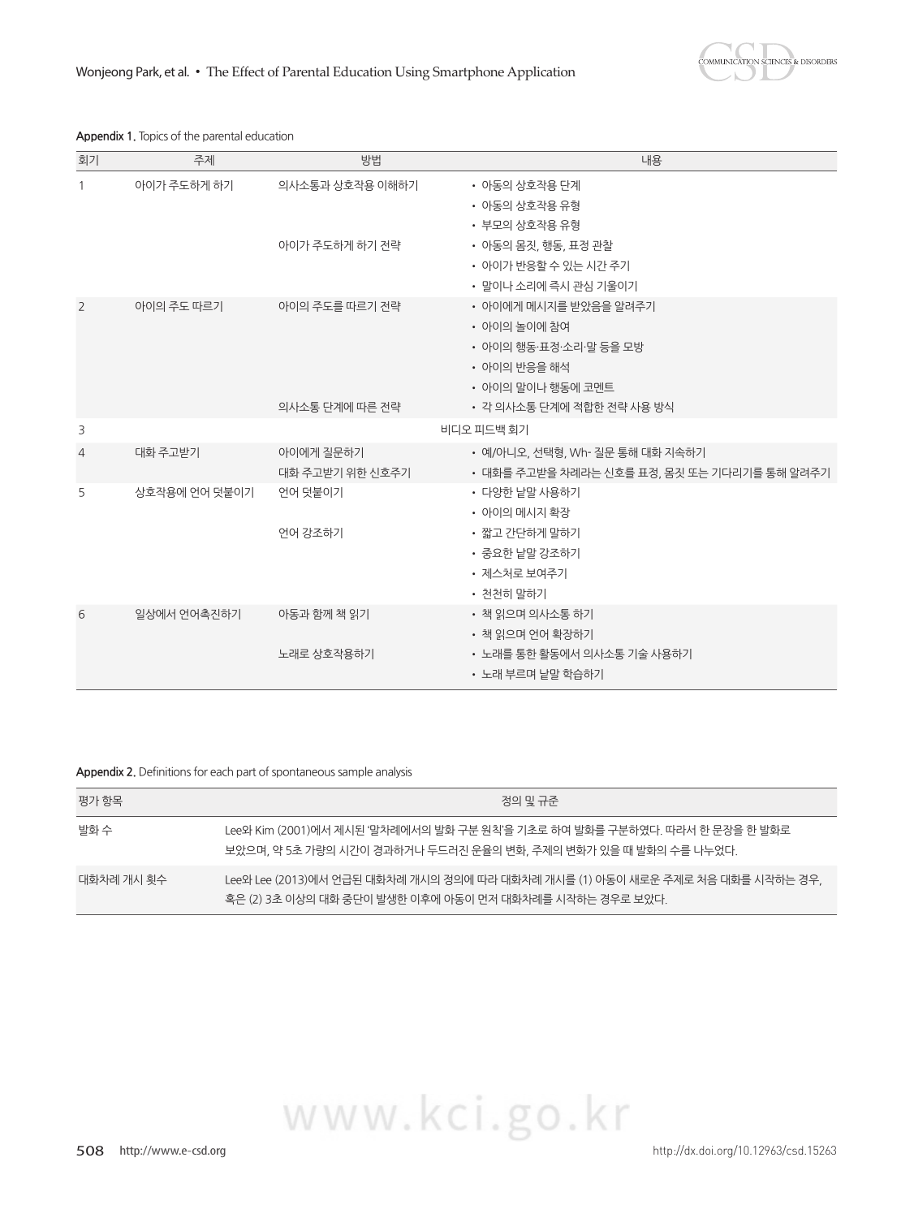**Appendix 1.** Topics of the parental education

| 회기 | 주제 | 방법 | 내용 |
|---|---|---|---|
| 1 | 아이가 주도하게 하기 | 의사소통과 상호작용 이해하기 | • 아동의 상호작용 단계 |
| | | | • 아동의 상호작용 유형 |
| | | | • 부모의 상호작용 유형 |
| | | 아이가 주도하게 하기 전략 | • 아동의 몸짓, 행동, 표정 관찰 |
| | | | • 아이가 반응할 수 있는 시간 주기 |
| | | | • 말이나 소리에 즉시 관심 기울이기 |
| 2 | 아이의 주도 따르기 | 아이의 주도를 따르기 전략 | • 아이에게 메시지를 받았음을 알려주기 |
| | | | • 아이의 놀이에 참여 |
| | | | • 아이의 행동·표정·소리·말 등을 모방 |
| | | | • 아이의 반응을 해석 |
| | | | • 아이의 말이나 행동에 코멘트 |
| | | 의사소통 단계에 따른 전략 | • 각 의사소통 단계에 적합한 전략 사용 방식 |
| 3 | 비디오 피드백 회기 | | |
| 4 | 대화 주고받기 | 아이에게 질문하기 | • 예/아니오, 선택형, Wh- 질문 통해 대화 지속하기 |
| | | 대화 주고받기 위한 신호주기 | • 대화를 주고받을 차례라는 신호를 표정, 몸짓 또는 기다리기를 통해 알려주기 |
| 5 | 상호작용에 언어 덧붙이기 | 언어 덧붙이기 | • 다양한 낱말 사용하기 |
| | | | • 아이의 메시지 확장 |
| | | 언어 강조하기 | • 짧고 간단하게 말하기 |
| | | | • 중요한 낱말 강조하기 |
| | | | • 제스처로 보여주기 |
| | | | • 천천히 말하기 |
| 6 | 일상에서 언어촉진하기 | 아동과 함께 책 읽기 | • 책 읽으며 의사소통 하기 |
| | | | • 책 읽으며 언어 확장하기 |
| | | 노래로 상호작용하기 | • 노래를 통한 활동에서 의사소통 기술 사용하기 |
| | | | • 노래 부르며 낱말 학습하기 |

**Appendix 2.** Definitions for each part of spontaneous sample analysis

| 평가 항목 | 정의 및 규준 |
|---|---|
| 발화 수 | Lee와 Kim (2001)에서 제시된 '말차례에서의 발화 구분 원칙'을 기초로 하여 발화를 구분하였다. 따라서 한 문장을 한 발화로 보았으며, 약 5초 가량의 시간이 경과하거나 두드러진 운율의 변화, 주제의 변화가 있을 때 발화의 수를 나누었다. |
| 대화차례 개시 횟수 | Lee와 Lee (2013)에서 언급된 대화차례 개시의 정의에 따라 대화차례 개시를 (1) 아동이 새로운 주제로 처음 대화를 시작하는 경우, 혹은 (2) 3초 이상의 대화 중단이 발생한 이후에 아동이 먼저 대화차례를 시작하는 경우로 보았다. |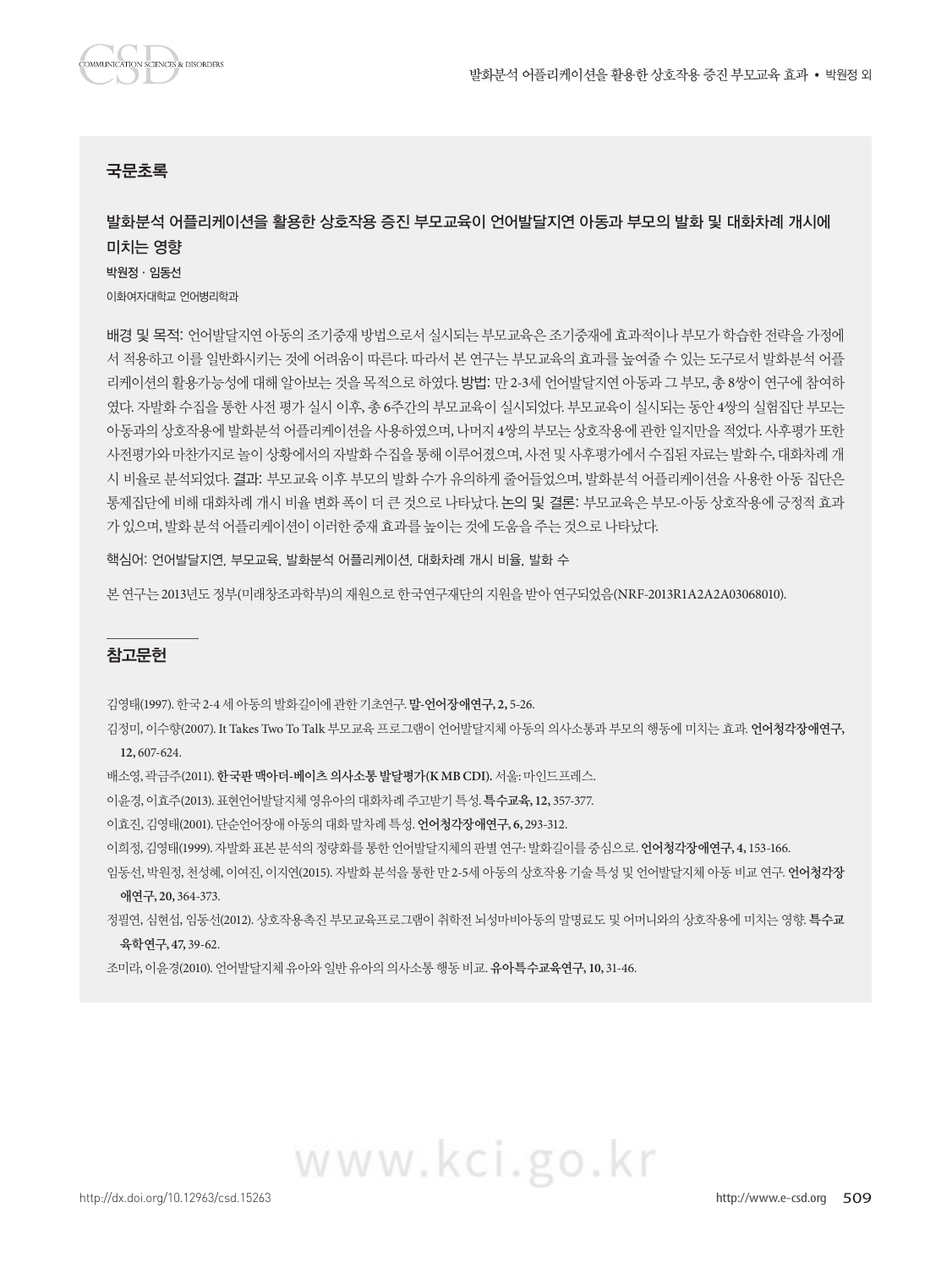## 국문초록

### 발화분석 어플리케이션을 활용한 상호작용 증진 부모교육이 언어발달지연 아동과 부모의 발화 및 대화차례 개시에 미치는 영향

**박원정 · 임동선**

이화여자대학교 언어병리학과

**배경 및 목적:** 언어발달지연 아동의 조기중재 방법으로서 실시되는 부모교육은 조기중재에 효과적이나 부모가 학습한 전략을 가정에서 적용하고 이를 일반화시키는 것에 어려움이 따른다. 따라서 본 연구는 부모교육의 효과를 높여줄 수 있는 도구로서 발화분석 어플리케이션의 활용가능성에 대해 알아보는 것을 목적으로 하였다. **방법:** 만 2-3세 언어발달지연 아동과 그 부모, 총 8쌍이 연구에 참여하였다. 자발화 수집을 통한 사전 평가 실시 이후, 총 6주간의 부모교육이 실시되었다. 부모교육이 실시되는 동안 4쌍의 실험집단 부모는 아동과의 상호작용에 발화분석 어플리케이션을 사용하였으며, 나머지 4쌍의 부모는 상호작용에 관한 일지만을 적었다. 사후평가 또한 사전평가와 마찬가지로 놀이 상황에서의 자발화 수집을 통해 이루어졌으며, 사전 및 사후평가에서 수집된 자료는 발화 수, 대화차례 개시 비율로 분석되었다. **결과:** 부모교육 이후 부모의 발화 수가 유의하게 줄어들었으며, 발화분석 어플리케이션을 사용한 아동 집단은 통제집단에 비해 대화차례 개시 비율 변화 폭이 더 큰 것으로 나타났다. **논의 및 결론:** 부모교육은 부모-아동 상호작용에 긍정적 효과가 있으며, 발화 분석 어플리케이션이 이러한 중재 효과를 높이는 것에 도움을 주는 것으로 나타났다.

핵심어: 언어발달지연, 부모교육, 발화분석 어플리케이션, 대화차례 개시 비율, 발화 수

본 연구는 2013년도 정부(미래창조과학부)의 재원으로 한국연구재단의 지원을 받아 연구되었음(NRF-2013R1A2A2A03068010).

## 참고문헌

김영태(1997). 한국 2-4 세 아동의 발화길이에 관한 기초연구. **말-언어장애연구, 2,** 5-26.

김정미, 이수향(2007). It Takes Two To Talk 부모교육 프로그램이 언어발달지체 아동의 의사소통과 부모의 행동에 미치는 효과. **언어청각장애연구, 12,** 607-624.

배소영, 곽금주(2011). **한국판 맥아더-베이츠 의사소통 발달평가(K M B CDI).** 서울: 마인드프레스.

이윤경, 이효주(2013). 표현언어발달지체 영유아의 대화차례 주고받기 특성. **특수교육, 12,** 357-377.

이효진, 김영태(2001). 단순언어장애 아동의 대화 말차례 특성. **언어청각장애연구, 6,** 293-312.

이희정, 김영태(1999). 자발화 표본 분석의 정량화를 통한 언어발달지체의 판별 연구: 발화길이를 중심으로. **언어청각장애연구, 4,** 153-166.

임동선, 박원정, 천성혜, 이여진, 이지연(2015). 자발화 분석을 통한 만 2-5세 아동의 상호작용 기술 특성 및 언어발달지체 아동 비교 연구. **언어청각장애연구, 20,** 364-373.

정필연, 심현섭, 임동선(2012). 상호작용촉진 부모교육프로그램이 취학전 뇌성마비아동의 말명료도 및 어머니와의 상호작용에 미치는 영향. **특수교육학연구, 47,** 39-62.

조미라, 이윤경(2010). 언어발달지체 유아와 일반 유아의 의사소통 행동 비교. **유아특수교육연구, 10,** 31-46.